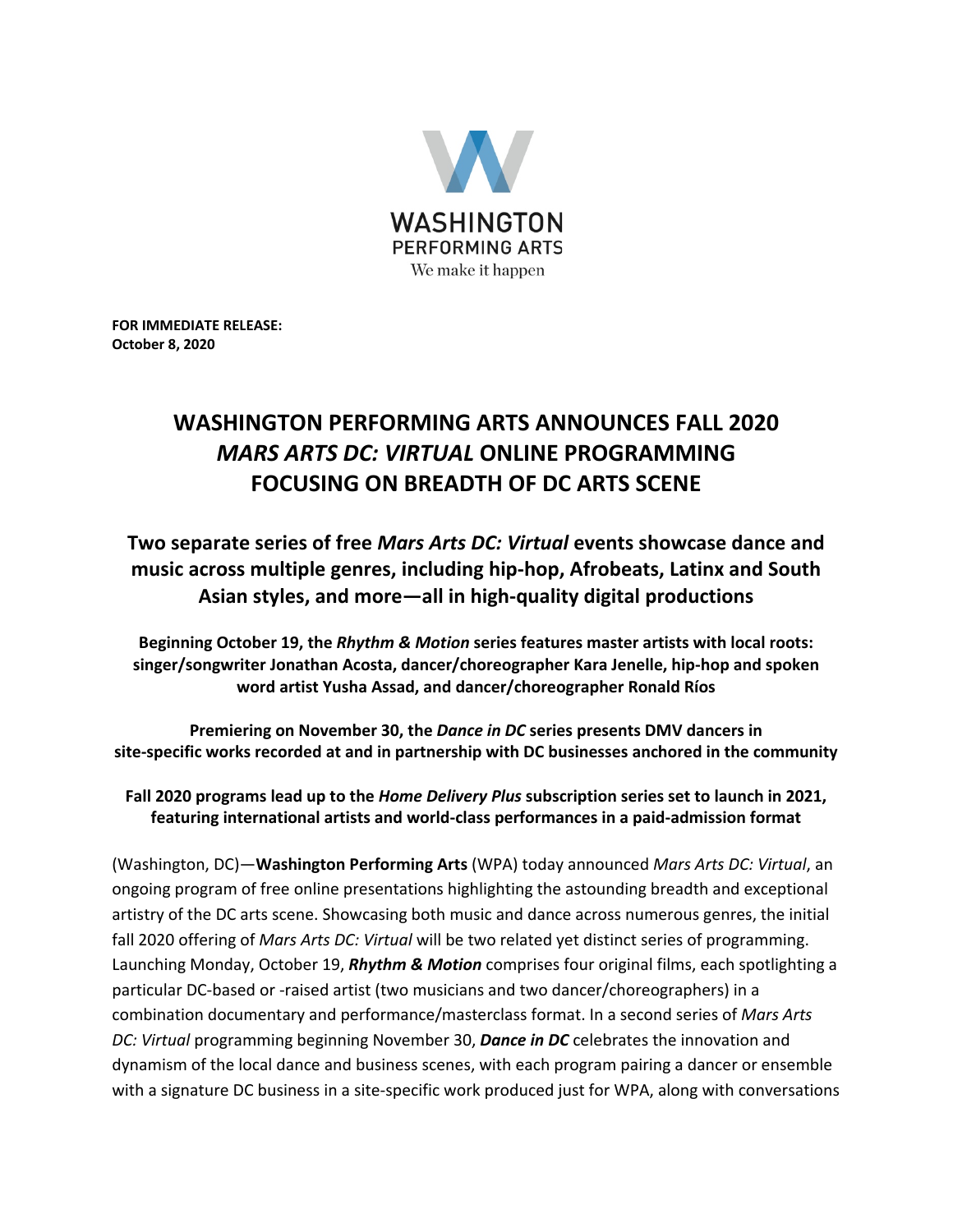WASHINGTON PERFORMING ARTS
We make it happen

**FOR IMMEDIATE RELEASE:**
**October 8, 2020**

# WASHINGTON PERFORMING ARTS ANNOUNCES FALL 2020 *MARS ARTS DC: VIRTUAL* ONLINE PROGRAMMING FOCUSING ON BREADTH OF DC ARTS SCENE

## Two separate series of free *Mars Arts DC: Virtual* events showcase dance and music across multiple genres, including hip-hop, Afrobeats, Latinx and South Asian styles, and more—all in high-quality digital productions

**Beginning October 19, the *Rhythm & Motion* series features master artists with local roots: singer/songwriter Jonathan Acosta, dancer/choreographer Kara Jenelle, hip-hop and spoken word artist Yusha Assad, and dancer/choreographer Ronald Ríos**

**Premiering on November 30, the *Dance in DC* series presents DMV dancers in site-specific works recorded at and in partnership with DC businesses anchored in the community**

**Fall 2020 programs lead up to the *Home Delivery Plus* subscription series set to launch in 2021, featuring international artists and world-class performances in a paid-admission format**

(Washington, DC)—**Washington Performing Arts** (WPA) today announced *Mars Arts DC: Virtual*, an ongoing program of free online presentations highlighting the astounding breadth and exceptional artistry of the DC arts scene. Showcasing both music and dance across numerous genres, the initial fall 2020 offering of *Mars Arts DC: Virtual* will be two related yet distinct series of programming. Launching Monday, October 19, ***Rhythm & Motion*** comprises four original films, each spotlighting a particular DC-based or -raised artist (two musicians and two dancer/choreographers) in a combination documentary and performance/masterclass format. In a second series of *Mars Arts DC: Virtual* programming beginning November 30, ***Dance in DC*** celebrates the innovation and dynamism of the local dance and business scenes, with each program pairing a dancer or ensemble with a signature DC business in a site-specific work produced just for WPA, along with conversations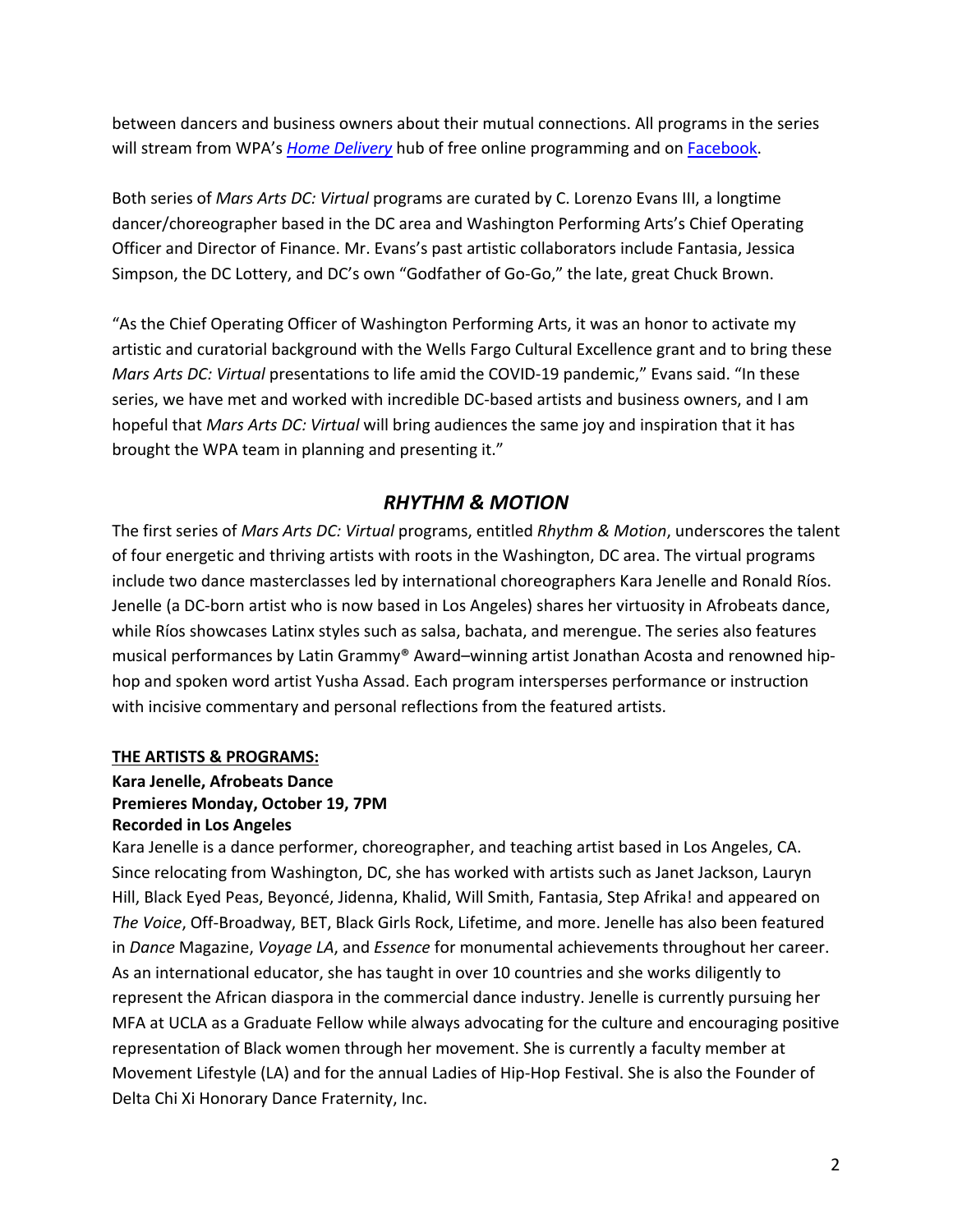between dancers and business owners about their mutual connections. All programs in the series will stream from WPA's [*Home Delivery*]() hub of free online programming and on [Facebook]().

Both series of *Mars Arts DC: Virtual* programs are curated by C. Lorenzo Evans III, a longtime dancer/choreographer based in the DC area and Washington Performing Arts's Chief Operating Officer and Director of Finance. Mr. Evans's past artistic collaborators include Fantasia, Jessica Simpson, the DC Lottery, and DC's own "Godfather of Go-Go," the late, great Chuck Brown.

"As the Chief Operating Officer of Washington Performing Arts, it was an honor to activate my artistic and curatorial background with the Wells Fargo Cultural Excellence grant and to bring these *Mars Arts DC: Virtual* presentations to life amid the COVID-19 pandemic," Evans said. "In these series, we have met and worked with incredible DC-based artists and business owners, and I am hopeful that *Mars Arts DC: Virtual* will bring audiences the same joy and inspiration that it has brought the WPA team in planning and presenting it."

## *RHYTHM & MOTION*

The first series of *Mars Arts DC: Virtual* programs, entitled *Rhythm & Motion*, underscores the talent of four energetic and thriving artists with roots in the Washington, DC area. The virtual programs include two dance masterclasses led by international choreographers Kara Jenelle and Ronald Ríos. Jenelle (a DC-born artist who is now based in Los Angeles) shares her virtuosity in Afrobeats dance, while Ríos showcases Latinx styles such as salsa, bachata, and merengue. The series also features musical performances by Latin Grammy® Award–winning artist Jonathan Acosta and renowned hip-hop and spoken word artist Yusha Assad. Each program intersperses performance or instruction with incisive commentary and personal reflections from the featured artists.

**THE ARTISTS & PROGRAMS:**

**Kara Jenelle, Afrobeats Dance**
**Premieres Monday, October 19, 7PM**
**Recorded in Los Angeles**

Kara Jenelle is a dance performer, choreographer, and teaching artist based in Los Angeles, CA. Since relocating from Washington, DC, she has worked with artists such as Janet Jackson, Lauryn Hill, Black Eyed Peas, Beyoncé, Jidenna, Khalid, Will Smith, Fantasia, Step Afrika! and appeared on *The Voice*, Off-Broadway, BET, Black Girls Rock, Lifetime, and more. Jenelle has also been featured in *Dance* Magazine, *Voyage LA*, and *Essence* for monumental achievements throughout her career. As an international educator, she has taught in over 10 countries and she works diligently to represent the African diaspora in the commercial dance industry. Jenelle is currently pursuing her MFA at UCLA as a Graduate Fellow while always advocating for the culture and encouraging positive representation of Black women through her movement. She is currently a faculty member at Movement Lifestyle (LA) and for the annual Ladies of Hip-Hop Festival. She is also the Founder of Delta Chi Xi Honorary Dance Fraternity, Inc.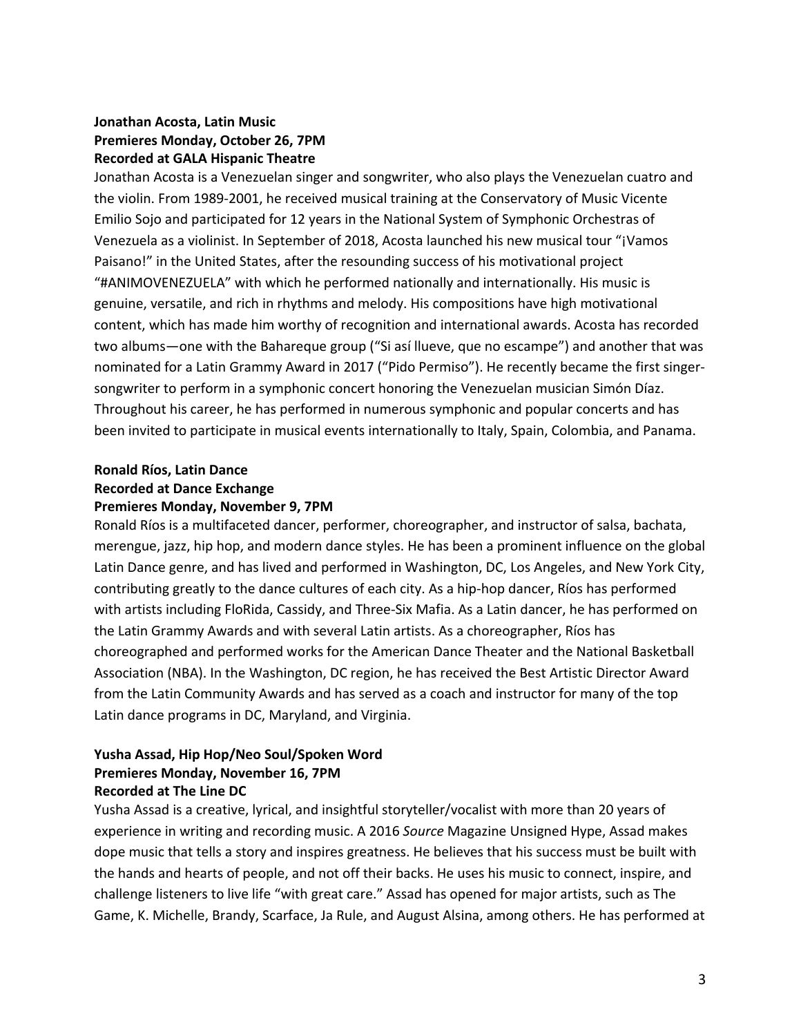**Jonathan Acosta, Latin Music**
**Premieres Monday, October 26, 7PM**
**Recorded at GALA Hispanic Theatre**

Jonathan Acosta is a Venezuelan singer and songwriter, who also plays the Venezuelan cuatro and the violin. From 1989-2001, he received musical training at the Conservatory of Music Vicente Emilio Sojo and participated for 12 years in the National System of Symphonic Orchestras of Venezuela as a violinist. In September of 2018, Acosta launched his new musical tour "¡Vamos Paisano!" in the United States, after the resounding success of his motivational project "#ANIMOVENEZUELA" with which he performed nationally and internationally. His music is genuine, versatile, and rich in rhythms and melody. His compositions have high motivational content, which has made him worthy of recognition and international awards. Acosta has recorded two albums—one with the Bahareque group ("Si así llueve, que no escampe") and another that was nominated for a Latin Grammy Award in 2017 ("Pido Permiso"). He recently became the first singer-songwriter to perform in a symphonic concert honoring the Venezuelan musician Simón Díaz. Throughout his career, he has performed in numerous symphonic and popular concerts and has been invited to participate in musical events internationally to Italy, Spain, Colombia, and Panama.

**Ronald Ríos, Latin Dance**
**Recorded at Dance Exchange**
**Premieres Monday, November 9, 7PM**

Ronald Ríos is a multifaceted dancer, performer, choreographer, and instructor of salsa, bachata, merengue, jazz, hip hop, and modern dance styles. He has been a prominent influence on the global Latin Dance genre, and has lived and performed in Washington, DC, Los Angeles, and New York City, contributing greatly to the dance cultures of each city. As a hip-hop dancer, Ríos has performed with artists including FloRida, Cassidy, and Three-Six Mafia. As a Latin dancer, he has performed on the Latin Grammy Awards and with several Latin artists. As a choreographer, Ríos has choreographed and performed works for the American Dance Theater and the National Basketball Association (NBA). In the Washington, DC region, he has received the Best Artistic Director Award from the Latin Community Awards and has served as a coach and instructor for many of the top Latin dance programs in DC, Maryland, and Virginia.

**Yusha Assad, Hip Hop/Neo Soul/Spoken Word**
**Premieres Monday, November 16, 7PM**
**Recorded at The Line DC**

Yusha Assad is a creative, lyrical, and insightful storyteller/vocalist with more than 20 years of experience in writing and recording music. A 2016 *Source* Magazine Unsigned Hype, Assad makes dope music that tells a story and inspires greatness. He believes that his success must be built with the hands and hearts of people, and not off their backs. He uses his music to connect, inspire, and challenge listeners to live life "with great care." Assad has opened for major artists, such as The Game, K. Michelle, Brandy, Scarface, Ja Rule, and August Alsina, among others. He has performed at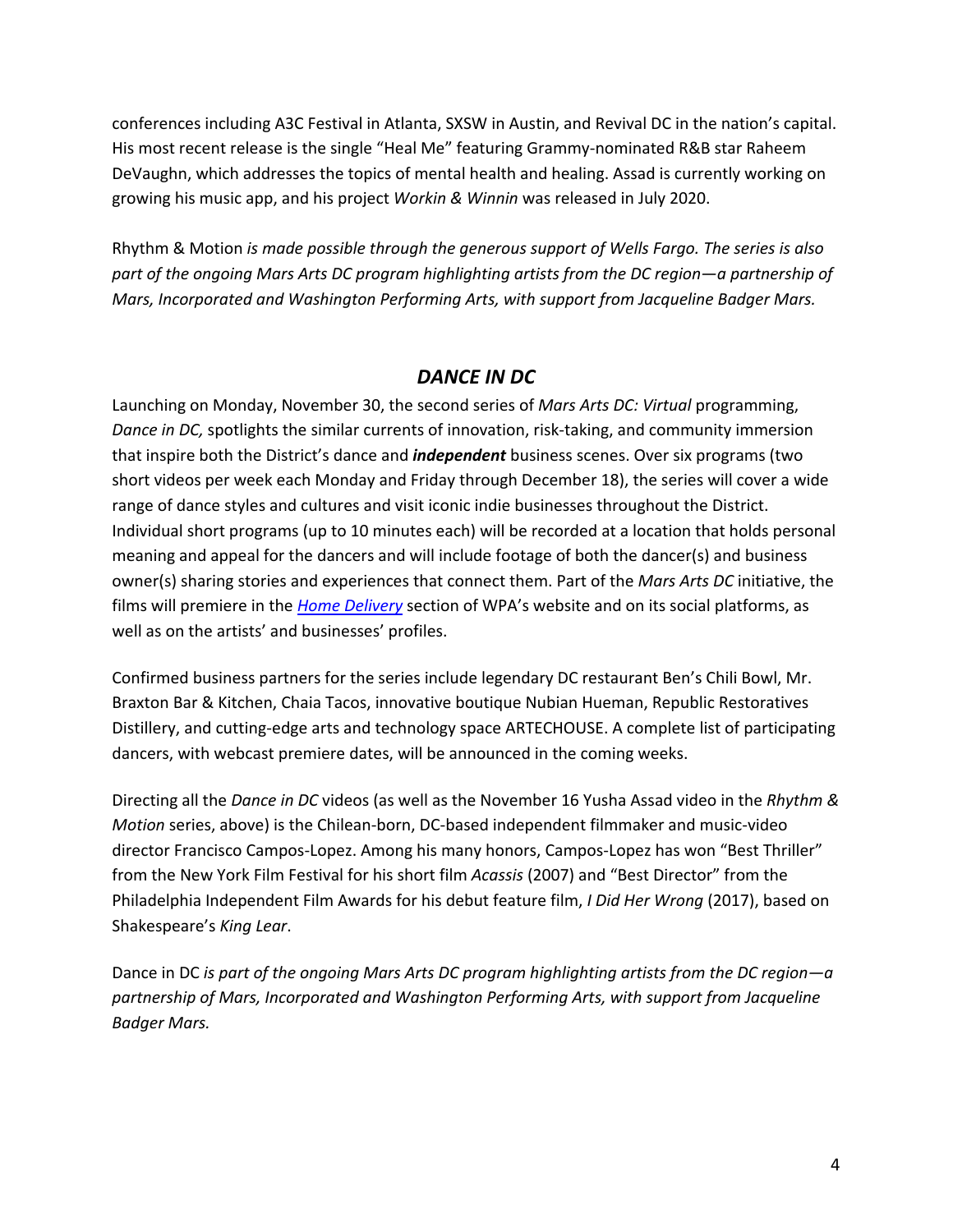conferences including A3C Festival in Atlanta, SXSW in Austin, and Revival DC in the nation's capital. His most recent release is the single "Heal Me" featuring Grammy-nominated R&B star Raheem DeVaughn, which addresses the topics of mental health and healing. Assad is currently working on growing his music app, and his project *Workin & Winnin* was released in July 2020.

Rhythm & Motion *is made possible through the generous support of Wells Fargo. The series is also part of the ongoing Mars Arts DC program highlighting artists from the DC region—a partnership of Mars, Incorporated and Washington Performing Arts, with support from Jacqueline Badger Mars.*

## *DANCE IN DC*

Launching on Monday, November 30, the second series of *Mars Arts DC: Virtual* programming, *Dance in DC,* spotlights the similar currents of innovation, risk-taking, and community immersion that inspire both the District's dance and ***independent*** business scenes. Over six programs (two short videos per week each Monday and Friday through December 18), the series will cover a wide range of dance styles and cultures and visit iconic indie businesses throughout the District. Individual short programs (up to 10 minutes each) will be recorded at a location that holds personal meaning and appeal for the dancers and will include footage of both the dancer(s) and business owner(s) sharing stories and experiences that connect them. Part of the *Mars Arts DC* initiative, the films will premiere in the *Home Delivery* section of WPA's website and on its social platforms, as well as on the artists' and businesses' profiles.

Confirmed business partners for the series include legendary DC restaurant Ben's Chili Bowl, Mr. Braxton Bar & Kitchen, Chaia Tacos, innovative boutique Nubian Hueman, Republic Restoratives Distillery, and cutting-edge arts and technology space ARTECHOUSE. A complete list of participating dancers, with webcast premiere dates, will be announced in the coming weeks.

Directing all the *Dance in DC* videos (as well as the November 16 Yusha Assad video in the *Rhythm & Motion* series, above) is the Chilean-born, DC-based independent filmmaker and music-video director Francisco Campos-Lopez. Among his many honors, Campos-Lopez has won "Best Thriller" from the New York Film Festival for his short film *Acassis* (2007) and "Best Director" from the Philadelphia Independent Film Awards for his debut feature film, *I Did Her Wrong* (2017), based on Shakespeare's *King Lear*.

Dance in DC *is part of the ongoing Mars Arts DC program highlighting artists from the DC region—a partnership of Mars, Incorporated and Washington Performing Arts, with support from Jacqueline Badger Mars.*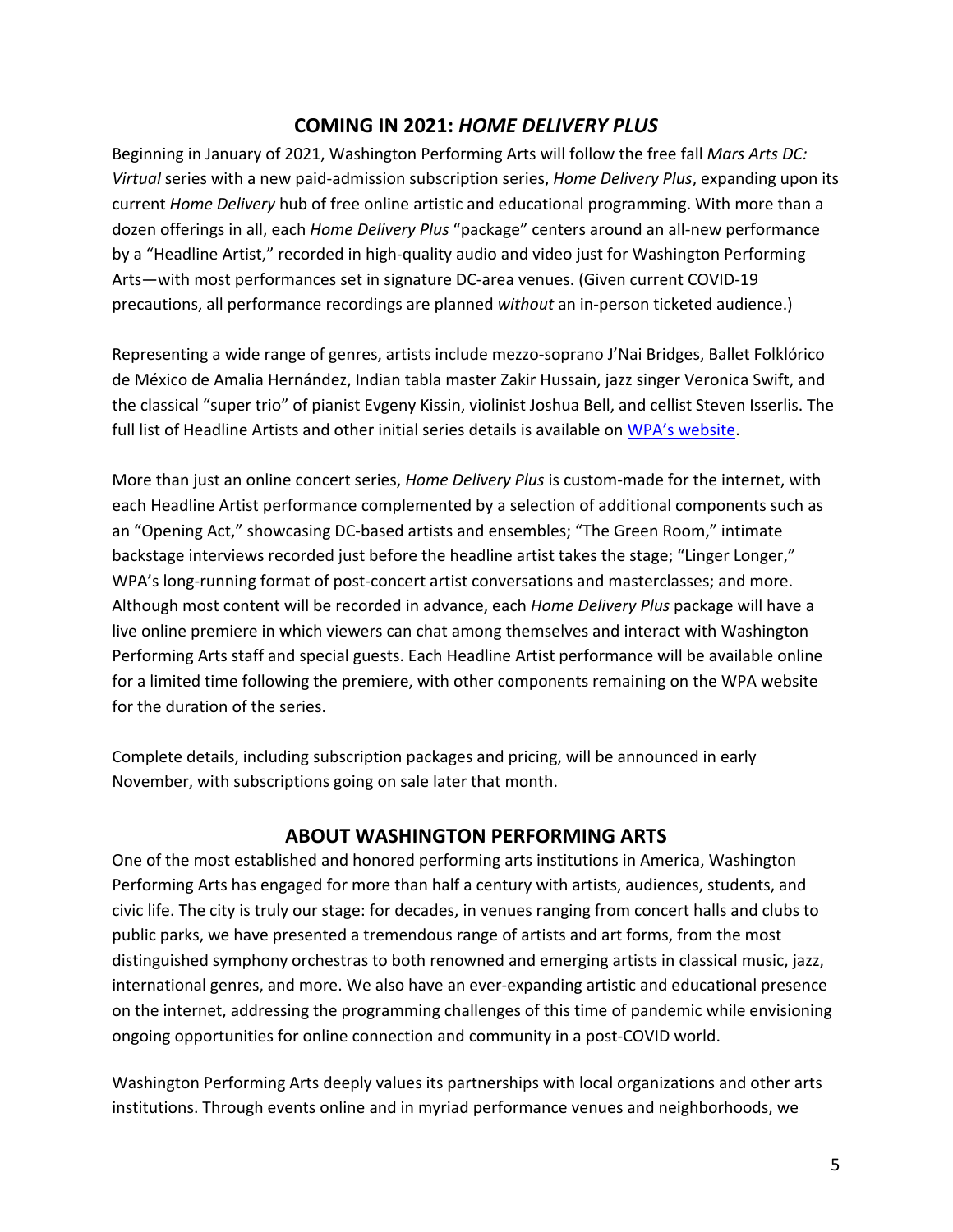## COMING IN 2021: *HOME DELIVERY PLUS*

Beginning in January of 2021, Washington Performing Arts will follow the free fall *Mars Arts DC: Virtual* series with a new paid-admission subscription series, *Home Delivery Plus*, expanding upon its current *Home Delivery* hub of free online artistic and educational programming. With more than a dozen offerings in all, each *Home Delivery Plus* "package" centers around an all-new performance by a "Headline Artist," recorded in high-quality audio and video just for Washington Performing Arts—with most performances set in signature DC-area venues. (Given current COVID-19 precautions, all performance recordings are planned *without* an in-person ticketed audience.)

Representing a wide range of genres, artists include mezzo-soprano J'Nai Bridges, Ballet Folklórico de México de Amalia Hernández, Indian tabla master Zakir Hussain, jazz singer Veronica Swift, and the classical "super trio" of pianist Evgeny Kissin, violinist Joshua Bell, and cellist Steven Isserlis. The full list of Headline Artists and other initial series details is available on [WPA's website](WPA's website).

More than just an online concert series, *Home Delivery Plus* is custom-made for the internet, with each Headline Artist performance complemented by a selection of additional components such as an "Opening Act," showcasing DC-based artists and ensembles; "The Green Room," intimate backstage interviews recorded just before the headline artist takes the stage; "Linger Longer," WPA's long-running format of post-concert artist conversations and masterclasses; and more. Although most content will be recorded in advance, each *Home Delivery Plus* package will have a live online premiere in which viewers can chat among themselves and interact with Washington Performing Arts staff and special guests. Each Headline Artist performance will be available online for a limited time following the premiere, with other components remaining on the WPA website for the duration of the series.

Complete details, including subscription packages and pricing, will be announced in early November, with subscriptions going on sale later that month.

## ABOUT WASHINGTON PERFORMING ARTS

One of the most established and honored performing arts institutions in America, Washington Performing Arts has engaged for more than half a century with artists, audiences, students, and civic life. The city is truly our stage: for decades, in venues ranging from concert halls and clubs to public parks, we have presented a tremendous range of artists and art forms, from the most distinguished symphony orchestras to both renowned and emerging artists in classical music, jazz, international genres, and more. We also have an ever-expanding artistic and educational presence on the internet, addressing the programming challenges of this time of pandemic while envisioning ongoing opportunities for online connection and community in a post-COVID world.

Washington Performing Arts deeply values its partnerships with local organizations and other arts institutions. Through events online and in myriad performance venues and neighborhoods, we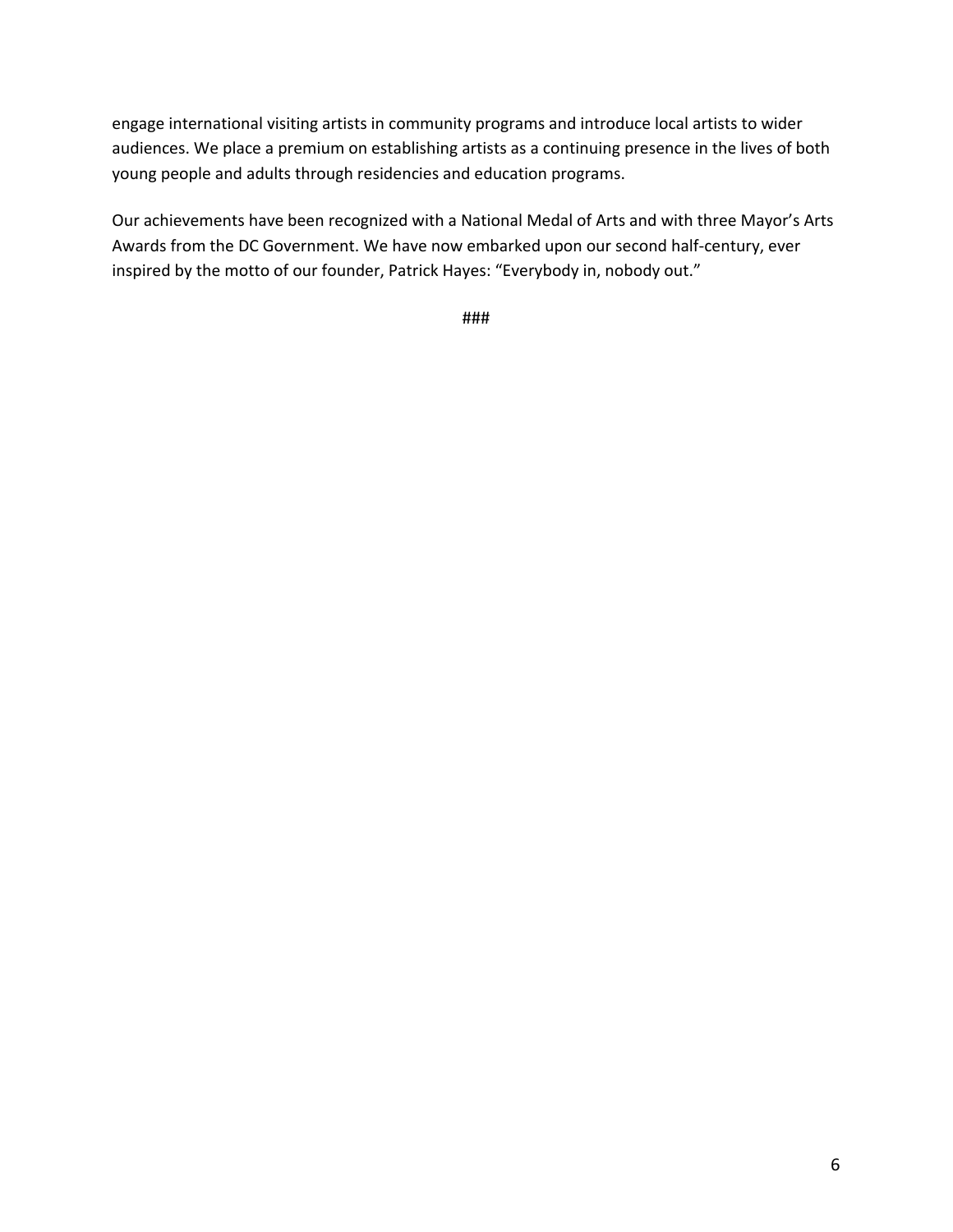engage international visiting artists in community programs and introduce local artists to wider audiences. We place a premium on establishing artists as a continuing presence in the lives of both young people and adults through residencies and education programs.

Our achievements have been recognized with a National Medal of Arts and with three Mayor's Arts Awards from the DC Government. We have now embarked upon our second half-century, ever inspired by the motto of our founder, Patrick Hayes: "Everybody in, nobody out."

###